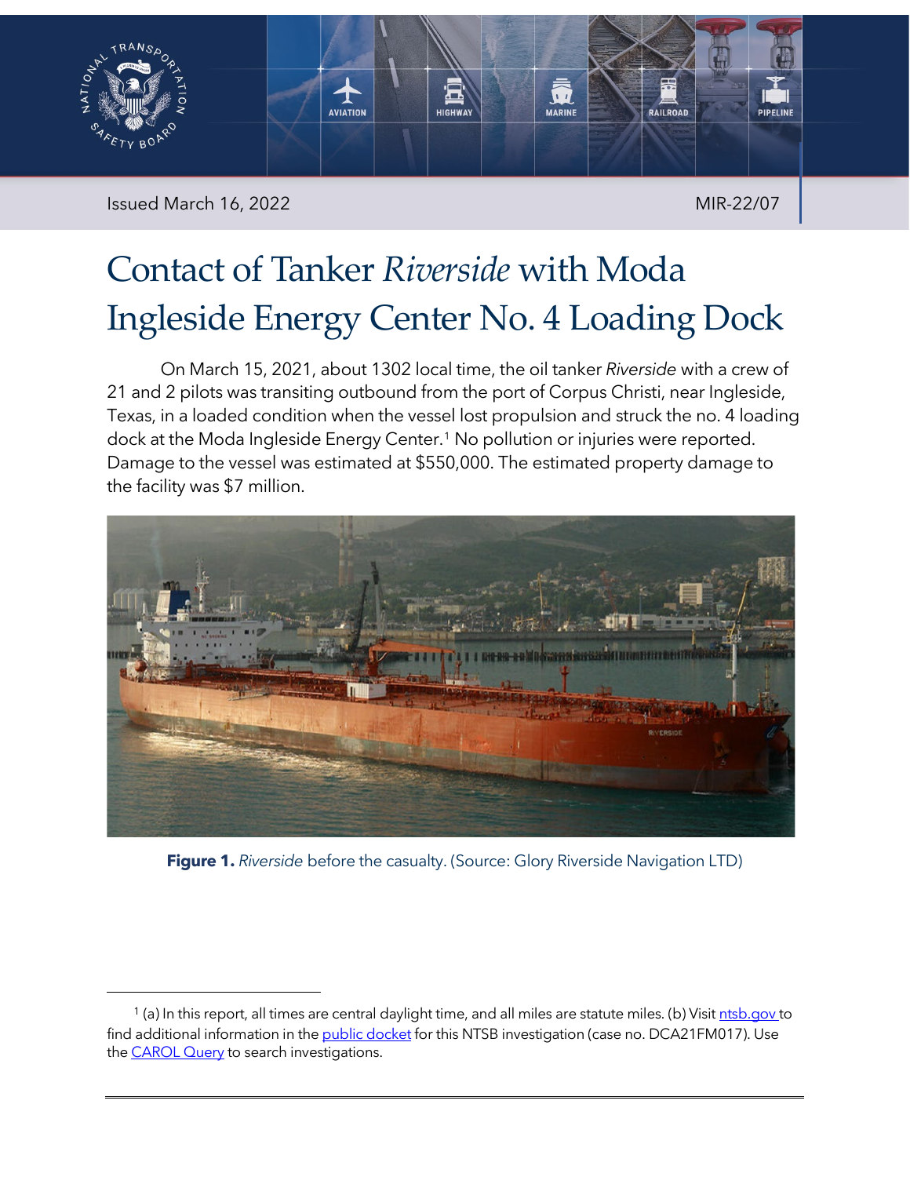Issued March 16, 2022

MIR-22/07

# Contact of Tanker *Riverside* with Moda Ingleside Energy Center No. 4 Loading Dock

On March 15, 2021, about 1302 local time, the oil tanker *Riverside* with a crew of 21 and 2 pilots was transiting outbound from the port of Corpus Christi, near Ingleside, Texas, in a loaded condition when the vessel lost propulsion and struck the no. 4 loading dock at the Moda Ingleside Energy Center.[1] No pollution or injuries were reported. Damage to the vessel was estimated at $550,000. The estimated property damage to the facility was $7 million.

**Figure 1.** *Riverside* before the casualty. (Source: Glory Riverside Navigation LTD)

[1] (a) In this report, all times are central daylight time, and all miles are statute miles. (b) Visit ntsb.gov to find additional information in the public docket for this NTSB investigation (case no. DCA21FM017). Use the CAROL Query to search investigations.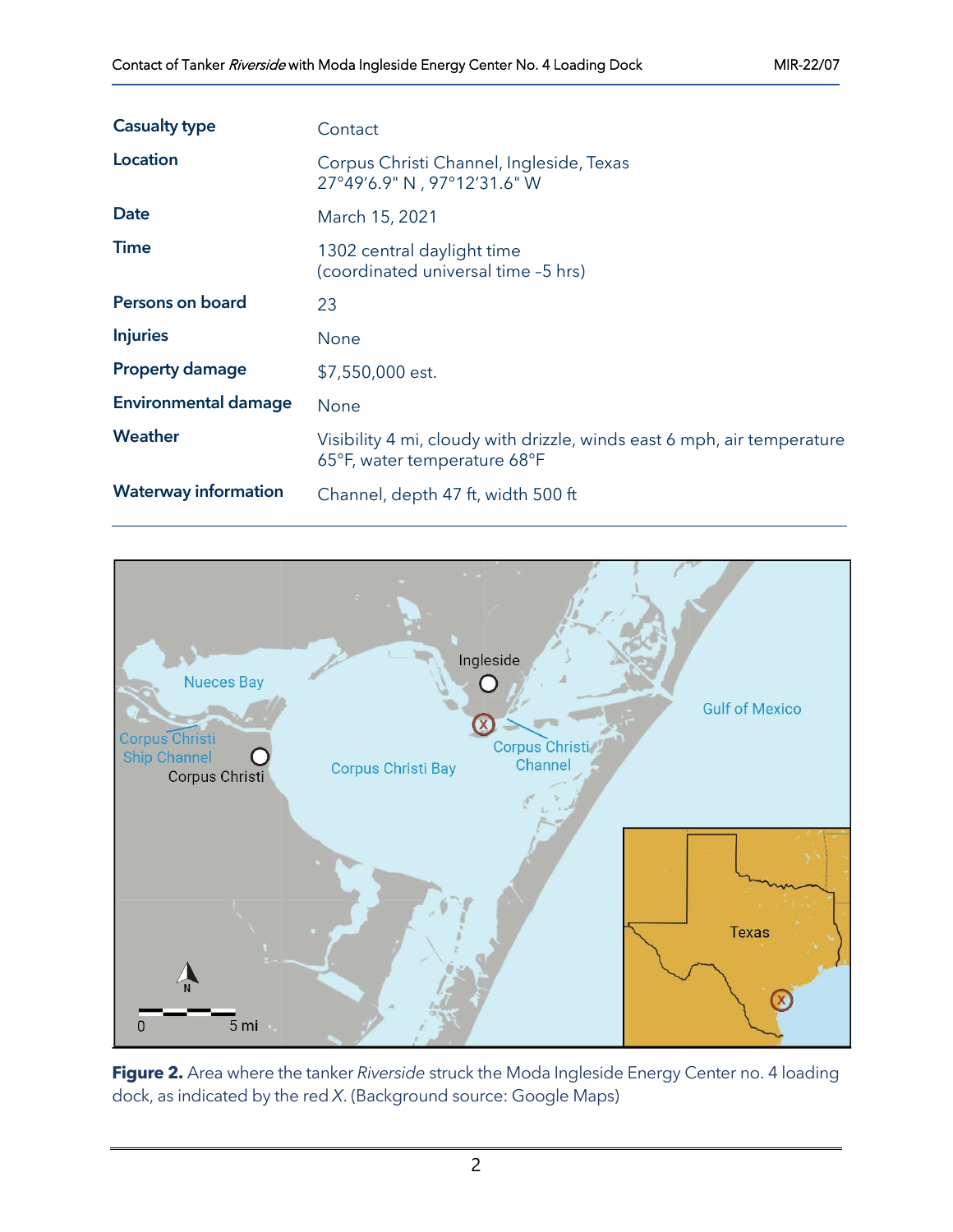| | |
|---|---|
| **Casualty type** | Contact |
| **Location** | Corpus Christi Channel, Ingleside, Texas<br>27°49′6.9" N , 97°12′31.6" W |
| **Date** | March 15, 2021 |
| **Time** | 1302 central daylight time<br>(coordinated universal time –5 hrs) |
| **Persons on board** | 23 |
| **Injuries** | None |
| **Property damage** | $7,550,000 est. |
| **Environmental damage** | None |
| **Weather** | Visibility 4 mi, cloudy with drizzle, winds east 6 mph, air temperature 65°F, water temperature 68°F |
| **Waterway information** | Channel, depth 47 ft, width 500 ft |

**Figure 2.** Area where the tanker *Riverside* struck the Moda Ingleside Energy Center no. 4 loading dock, as indicated by the red *X*. (Background source: Google Maps)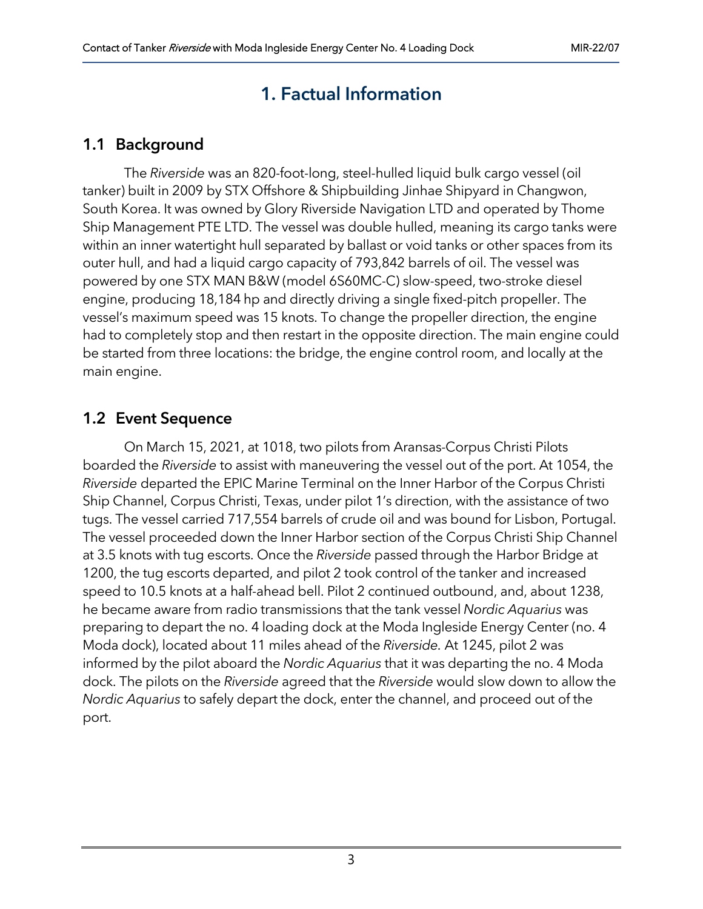# 1. Factual Information

## 1.1 Background

The *Riverside* was an 820-foot-long, steel-hulled liquid bulk cargo vessel (oil tanker) built in 2009 by STX Offshore & Shipbuilding Jinhae Shipyard in Changwon, South Korea. It was owned by Glory Riverside Navigation LTD and operated by Thome Ship Management PTE LTD. The vessel was double hulled, meaning its cargo tanks were within an inner watertight hull separated by ballast or void tanks or other spaces from its outer hull, and had a liquid cargo capacity of 793,842 barrels of oil. The vessel was powered by one STX MAN B&W (model 6S60MC-C) slow-speed, two-stroke diesel engine, producing 18,184 hp and directly driving a single fixed-pitch propeller. The vessel's maximum speed was 15 knots. To change the propeller direction, the engine had to completely stop and then restart in the opposite direction. The main engine could be started from three locations: the bridge, the engine control room, and locally at the main engine.

## 1.2 Event Sequence

On March 15, 2021, at 1018, two pilots from Aransas-Corpus Christi Pilots boarded the *Riverside* to assist with maneuvering the vessel out of the port. At 1054, the *Riverside* departed the EPIC Marine Terminal on the Inner Harbor of the Corpus Christi Ship Channel, Corpus Christi, Texas, under pilot 1's direction, with the assistance of two tugs. The vessel carried 717,554 barrels of crude oil and was bound for Lisbon, Portugal. The vessel proceeded down the Inner Harbor section of the Corpus Christi Ship Channel at 3.5 knots with tug escorts. Once the *Riverside* passed through the Harbor Bridge at 1200, the tug escorts departed, and pilot 2 took control of the tanker and increased speed to 10.5 knots at a half-ahead bell. Pilot 2 continued outbound, and, about 1238, he became aware from radio transmissions that the tank vessel *Nordic Aquarius* was preparing to depart the no. 4 loading dock at the Moda Ingleside Energy Center (no. 4 Moda dock), located about 11 miles ahead of the *Riverside*. At 1245, pilot 2 was informed by the pilot aboard the *Nordic Aquarius* that it was departing the no. 4 Moda dock. The pilots on the *Riverside* agreed that the *Riverside* would slow down to allow the *Nordic Aquarius* to safely depart the dock, enter the channel, and proceed out of the port.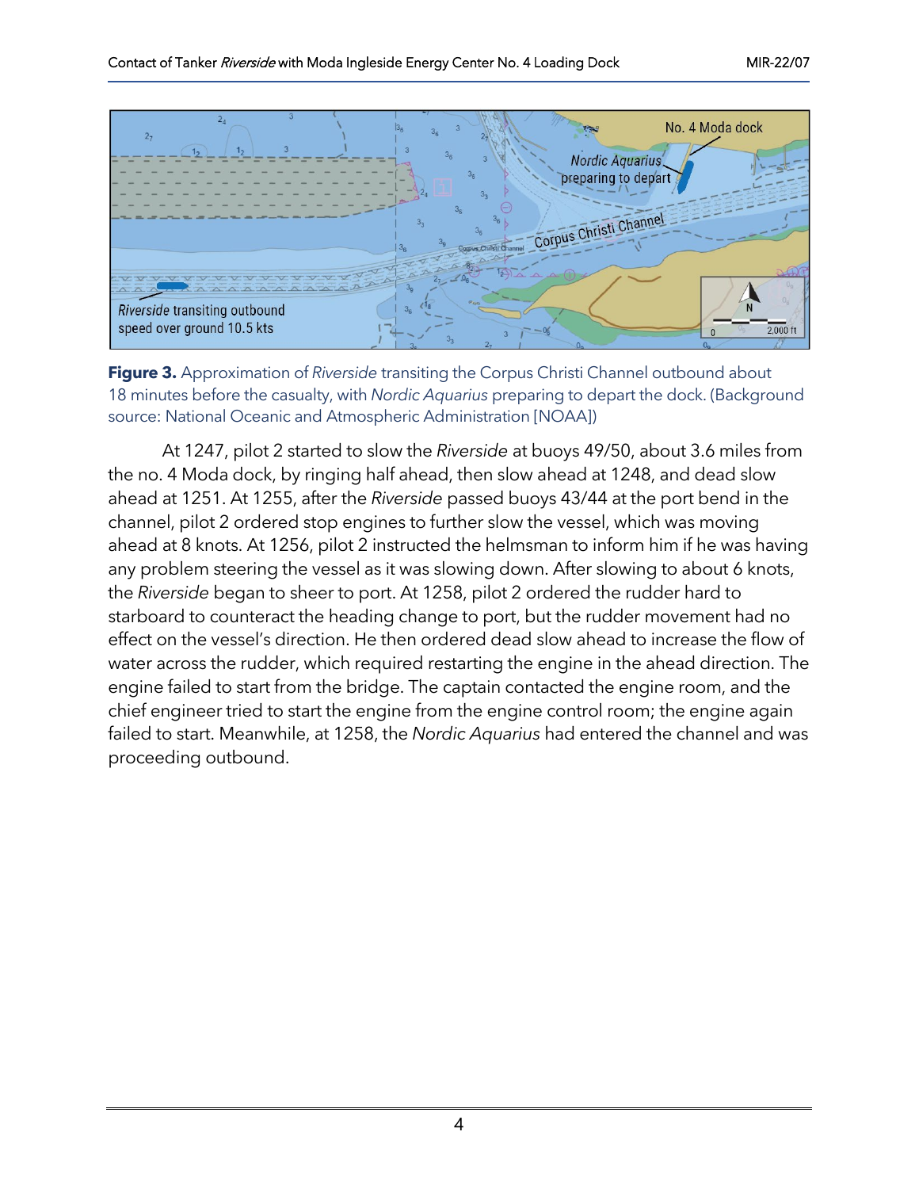**Figure 3.** Approximation of *Riverside* transiting the Corpus Christi Channel outbound about 18 minutes before the casualty, with *Nordic Aquarius* preparing to depart the dock. (Background source: National Oceanic and Atmospheric Administration [NOAA])

At 1247, pilot 2 started to slow the *Riverside* at buoys 49/50, about 3.6 miles from the no. 4 Moda dock, by ringing half ahead, then slow ahead at 1248, and dead slow ahead at 1251. At 1255, after the *Riverside* passed buoys 43/44 at the port bend in the channel, pilot 2 ordered stop engines to further slow the vessel, which was moving ahead at 8 knots. At 1256, pilot 2 instructed the helmsman to inform him if he was having any problem steering the vessel as it was slowing down. After slowing to about 6 knots, the *Riverside* began to sheer to port. At 1258, pilot 2 ordered the rudder hard to starboard to counteract the heading change to port, but the rudder movement had no effect on the vessel's direction. He then ordered dead slow ahead to increase the flow of water across the rudder, which required restarting the engine in the ahead direction. The engine failed to start from the bridge. The captain contacted the engine room, and the chief engineer tried to start the engine from the engine control room; the engine again failed to start. Meanwhile, at 1258, the *Nordic Aquarius* had entered the channel and was proceeding outbound.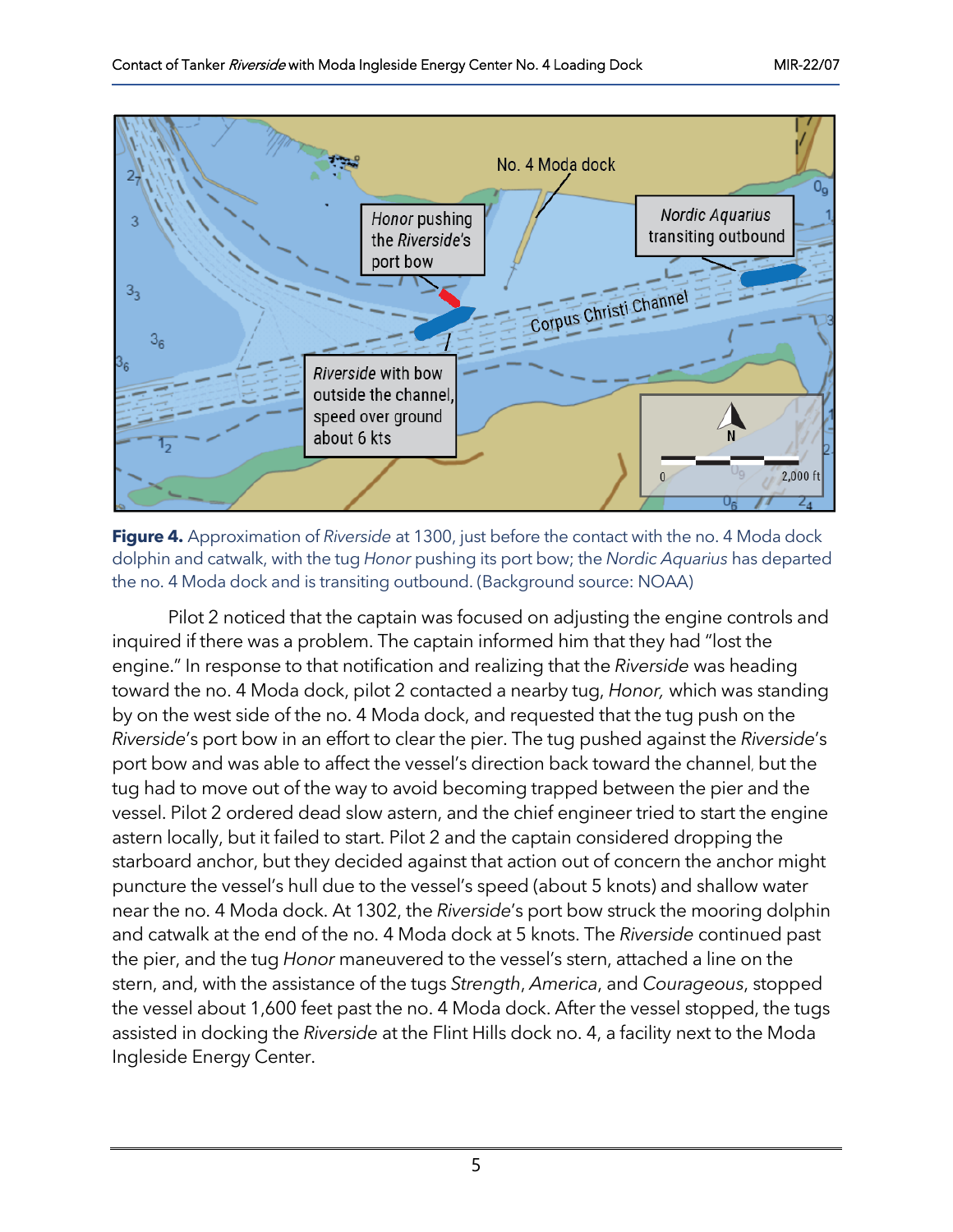**Figure 4.** Approximation of *Riverside* at 1300, just before the contact with the no. 4 Moda dock dolphin and catwalk, with the tug *Honor* pushing its port bow; the *Nordic Aquarius* has departed the no. 4 Moda dock and is transiting outbound. (Background source: NOAA)

Pilot 2 noticed that the captain was focused on adjusting the engine controls and inquired if there was a problem. The captain informed him that they had "lost the engine." In response to that notification and realizing that the *Riverside* was heading toward the no. 4 Moda dock, pilot 2 contacted a nearby tug, *Honor,* which was standing by on the west side of the no. 4 Moda dock, and requested that the tug push on the *Riverside*'s port bow in an effort to clear the pier. The tug pushed against the *Riverside*'s port bow and was able to affect the vessel's direction back toward the channel, but the tug had to move out of the way to avoid becoming trapped between the pier and the vessel. Pilot 2 ordered dead slow astern, and the chief engineer tried to start the engine astern locally, but it failed to start. Pilot 2 and the captain considered dropping the starboard anchor, but they decided against that action out of concern the anchor might puncture the vessel's hull due to the vessel's speed (about 5 knots) and shallow water near the no. 4 Moda dock. At 1302, the *Riverside*'s port bow struck the mooring dolphin and catwalk at the end of the no. 4 Moda dock at 5 knots. The *Riverside* continued past the pier, and the tug *Honor* maneuvered to the vessel's stern, attached a line on the stern, and, with the assistance of the tugs *Strength*, *America*, and *Courageous*, stopped the vessel about 1,600 feet past the no. 4 Moda dock. After the vessel stopped, the tugs assisted in docking the *Riverside* at the Flint Hills dock no. 4, a facility next to the Moda Ingleside Energy Center.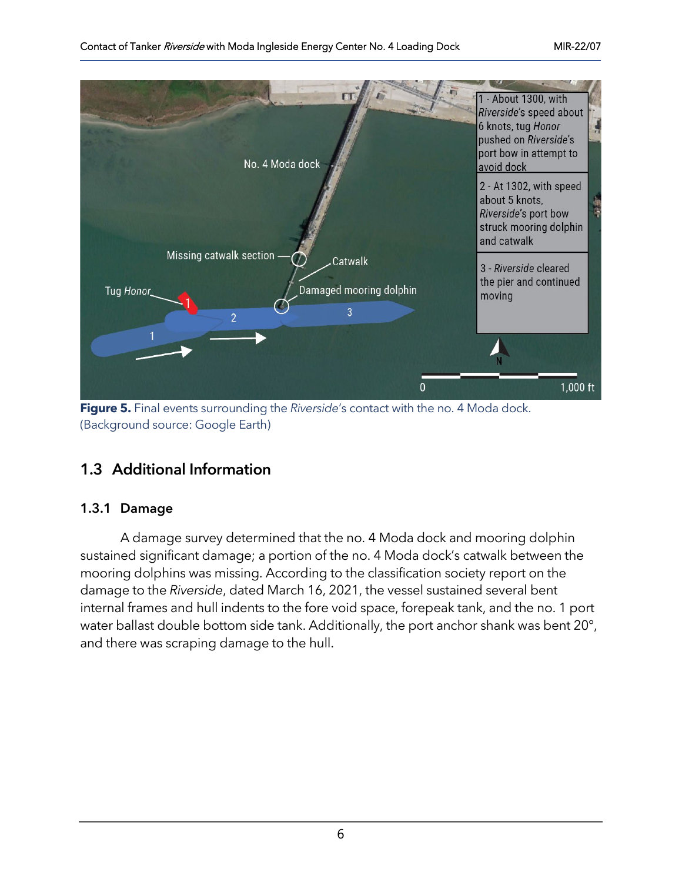Figure 5. Final events surrounding the *Riverside*'s contact with the no. 4 Moda dock. (Background source: Google Earth)

## 1.3 Additional Information

### 1.3.1 Damage

A damage survey determined that the no. 4 Moda dock and mooring dolphin sustained significant damage; a portion of the no. 4 Moda dock's catwalk between the mooring dolphins was missing. According to the classification society report on the damage to the *Riverside*, dated March 16, 2021, the vessel sustained several bent internal frames and hull indents to the fore void space, forepeak tank, and the no. 1 port water ballast double bottom side tank. Additionally, the port anchor shank was bent 20°, and there was scraping damage to the hull.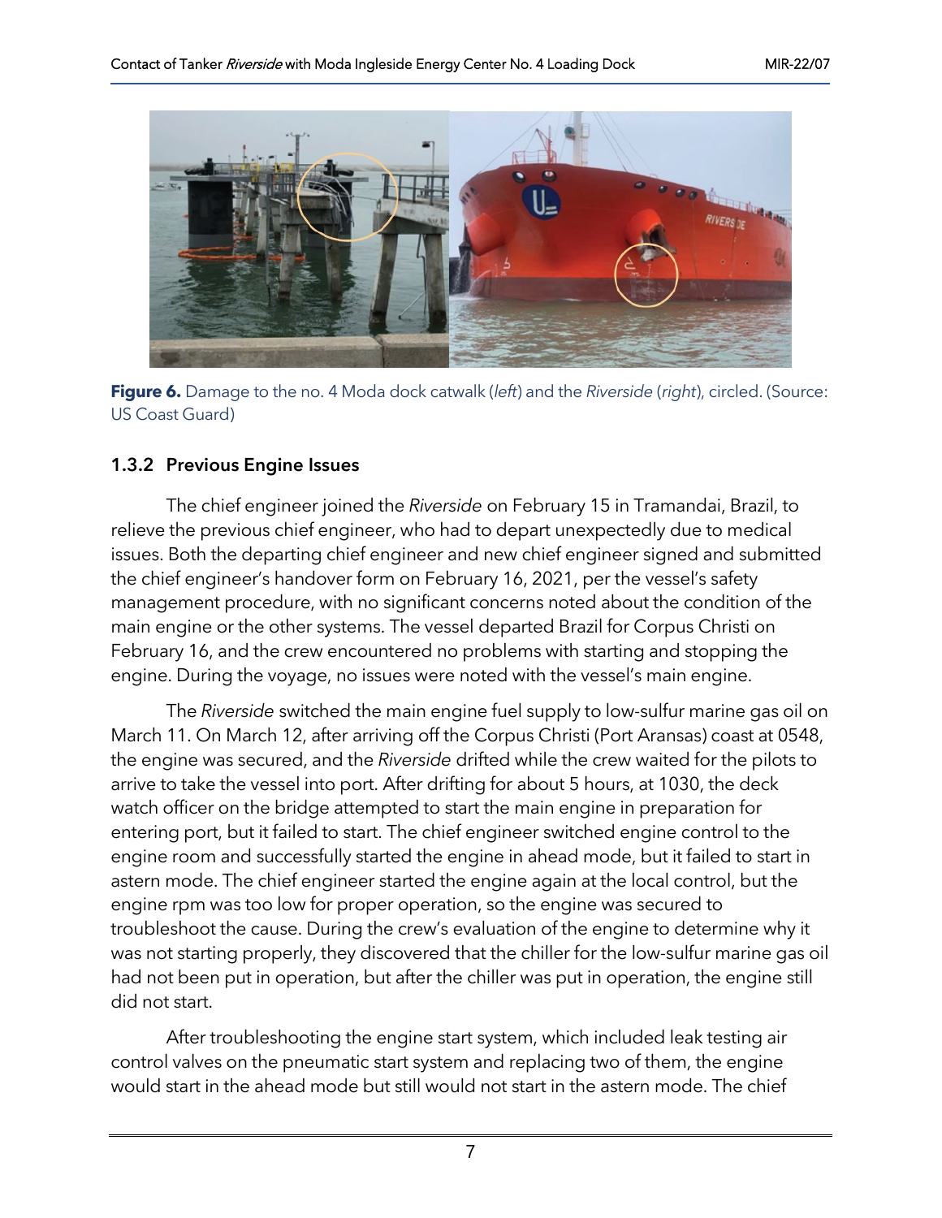**Figure 6.** Damage to the no. 4 Moda dock catwalk (*left*) and the *Riverside* (*right*), circled. (Source: US Coast Guard)

### 1.3.2 Previous Engine Issues

The chief engineer joined the *Riverside* on February 15 in Tramandai, Brazil, to relieve the previous chief engineer, who had to depart unexpectedly due to medical issues. Both the departing chief engineer and new chief engineer signed and submitted the chief engineer's handover form on February 16, 2021, per the vessel's safety management procedure, with no significant concerns noted about the condition of the main engine or the other systems. The vessel departed Brazil for Corpus Christi on February 16, and the crew encountered no problems with starting and stopping the engine. During the voyage, no issues were noted with the vessel's main engine.

The *Riverside* switched the main engine fuel supply to low-sulfur marine gas oil on March 11. On March 12, after arriving off the Corpus Christi (Port Aransas) coast at 0548, the engine was secured, and the *Riverside* drifted while the crew waited for the pilots to arrive to take the vessel into port. After drifting for about 5 hours, at 1030, the deck watch officer on the bridge attempted to start the main engine in preparation for entering port, but it failed to start. The chief engineer switched engine control to the engine room and successfully started the engine in ahead mode, but it failed to start in astern mode. The chief engineer started the engine again at the local control, but the engine rpm was too low for proper operation, so the engine was secured to troubleshoot the cause. During the crew's evaluation of the engine to determine why it was not starting properly, they discovered that the chiller for the low-sulfur marine gas oil had not been put in operation, but after the chiller was put in operation, the engine still did not start.

After troubleshooting the engine start system, which included leak testing air control valves on the pneumatic start system and replacing two of them, the engine would start in the ahead mode but still would not start in the astern mode. The chief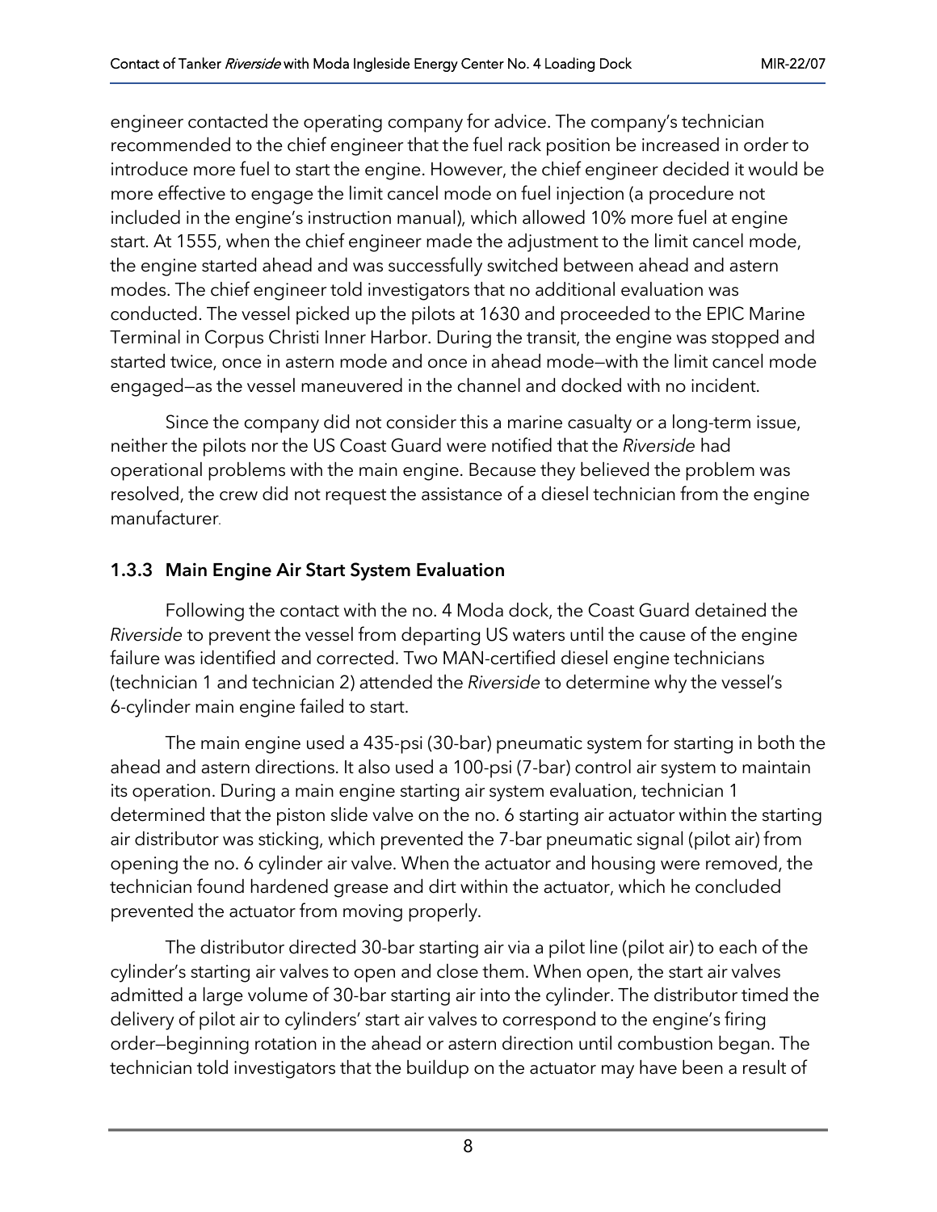engineer contacted the operating company for advice. The company's technician recommended to the chief engineer that the fuel rack position be increased in order to introduce more fuel to start the engine. However, the chief engineer decided it would be more effective to engage the limit cancel mode on fuel injection (a procedure not included in the engine's instruction manual), which allowed 10% more fuel at engine start. At 1555, when the chief engineer made the adjustment to the limit cancel mode, the engine started ahead and was successfully switched between ahead and astern modes. The chief engineer told investigators that no additional evaluation was conducted. The vessel picked up the pilots at 1630 and proceeded to the EPIC Marine Terminal in Corpus Christi Inner Harbor. During the transit, the engine was stopped and started twice, once in astern mode and once in ahead mode—with the limit cancel mode engaged—as the vessel maneuvered in the channel and docked with no incident.

Since the company did not consider this a marine casualty or a long-term issue, neither the pilots nor the US Coast Guard were notified that the *Riverside* had operational problems with the main engine. Because they believed the problem was resolved, the crew did not request the assistance of a diesel technician from the engine manufacturer.

### 1.3.3 Main Engine Air Start System Evaluation

Following the contact with the no. 4 Moda dock, the Coast Guard detained the *Riverside* to prevent the vessel from departing US waters until the cause of the engine failure was identified and corrected. Two MAN-certified diesel engine technicians (technician 1 and technician 2) attended the *Riverside* to determine why the vessel's 6-cylinder main engine failed to start.

The main engine used a 435-psi (30-bar) pneumatic system for starting in both the ahead and astern directions. It also used a 100-psi (7-bar) control air system to maintain its operation. During a main engine starting air system evaluation, technician 1 determined that the piston slide valve on the no. 6 starting air actuator within the starting air distributor was sticking, which prevented the 7-bar pneumatic signal (pilot air) from opening the no. 6 cylinder air valve. When the actuator and housing were removed, the technician found hardened grease and dirt within the actuator, which he concluded prevented the actuator from moving properly.

The distributor directed 30-bar starting air via a pilot line (pilot air) to each of the cylinder's starting air valves to open and close them. When open, the start air valves admitted a large volume of 30-bar starting air into the cylinder. The distributor timed the delivery of pilot air to cylinders' start air valves to correspond to the engine's firing order—beginning rotation in the ahead or astern direction until combustion began. The technician told investigators that the buildup on the actuator may have been a result of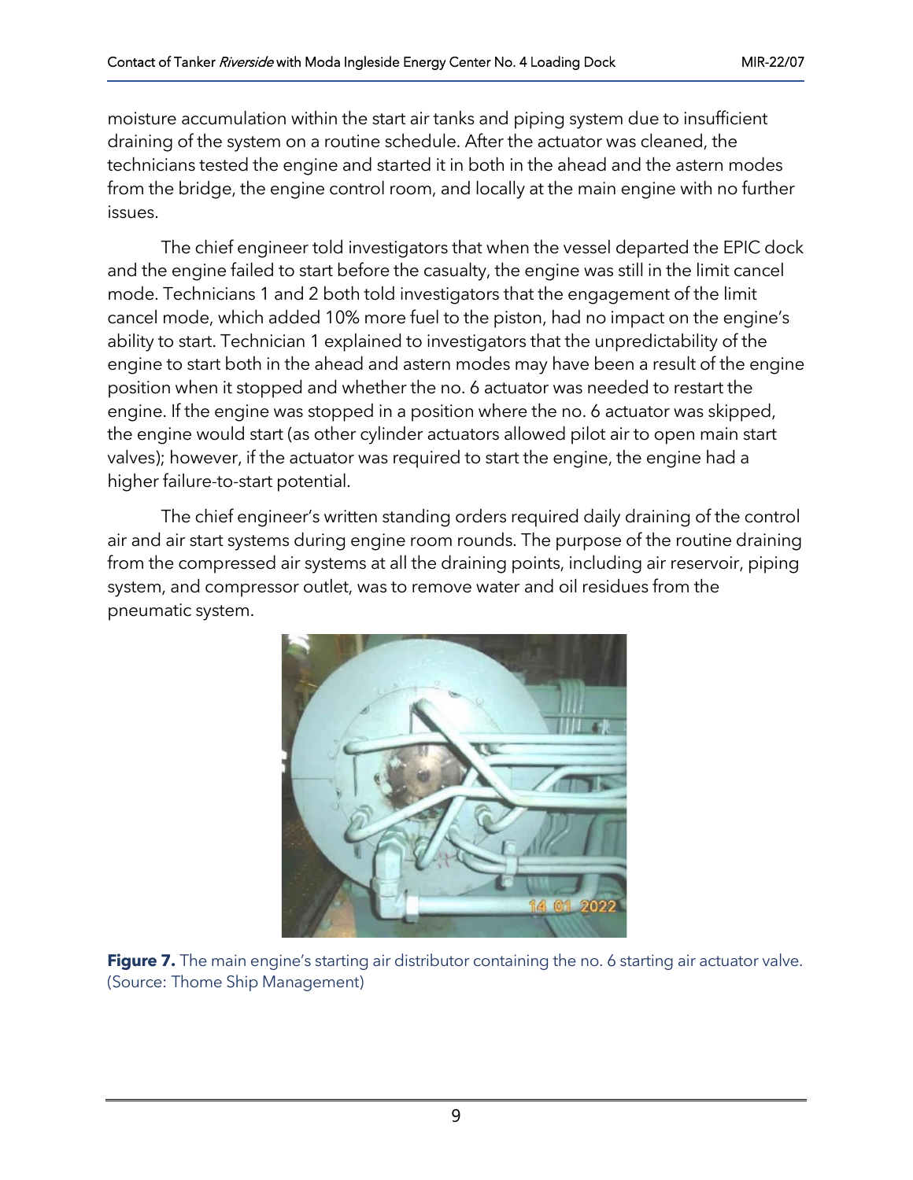moisture accumulation within the start air tanks and piping system due to insufficient draining of the system on a routine schedule. After the actuator was cleaned, the technicians tested the engine and started it in both in the ahead and the astern modes from the bridge, the engine control room, and locally at the main engine with no further issues.

The chief engineer told investigators that when the vessel departed the EPIC dock and the engine failed to start before the casualty, the engine was still in the limit cancel mode. Technicians 1 and 2 both told investigators that the engagement of the limit cancel mode, which added 10% more fuel to the piston, had no impact on the engine's ability to start. Technician 1 explained to investigators that the unpredictability of the engine to start both in the ahead and astern modes may have been a result of the engine position when it stopped and whether the no. 6 actuator was needed to restart the engine. If the engine was stopped in a position where the no. 6 actuator was skipped, the engine would start (as other cylinder actuators allowed pilot air to open main start valves); however, if the actuator was required to start the engine, the engine had a higher failure-to-start potential.

The chief engineer's written standing orders required daily draining of the control air and air start systems during engine room rounds. The purpose of the routine draining from the compressed air systems at all the draining points, including air reservoir, piping system, and compressor outlet, was to remove water and oil residues from the pneumatic system.

**Figure 7.** The main engine's starting air distributor containing the no. 6 starting air actuator valve. (Source: Thome Ship Management)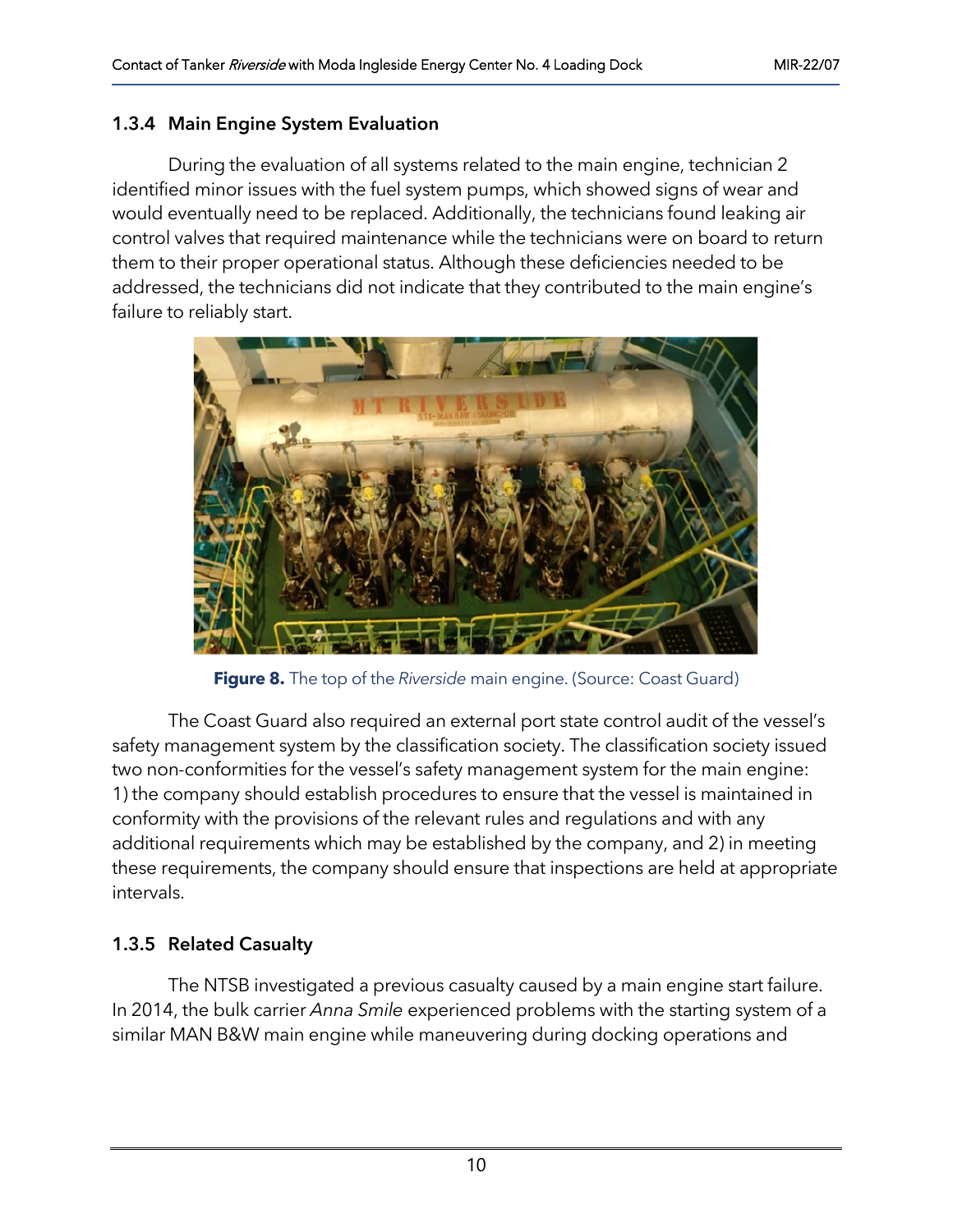### 1.3.4 Main Engine System Evaluation

During the evaluation of all systems related to the main engine, technician 2 identified minor issues with the fuel system pumps, which showed signs of wear and would eventually need to be replaced. Additionally, the technicians found leaking air control valves that required maintenance while the technicians were on board to return them to their proper operational status. Although these deficiencies needed to be addressed, the technicians did not indicate that they contributed to the main engine's failure to reliably start.

**Figure 8.** The top of the *Riverside* main engine. (Source: Coast Guard)

The Coast Guard also required an external port state control audit of the vessel's safety management system by the classification society. The classification society issued two non-conformities for the vessel's safety management system for the main engine: 1) the company should establish procedures to ensure that the vessel is maintained in conformity with the provisions of the relevant rules and regulations and with any additional requirements which may be established by the company, and 2) in meeting these requirements, the company should ensure that inspections are held at appropriate intervals.

### 1.3.5 Related Casualty

The NTSB investigated a previous casualty caused by a main engine start failure. In 2014, the bulk carrier *Anna Smile* experienced problems with the starting system of a similar MAN B&W main engine while maneuvering during docking operations and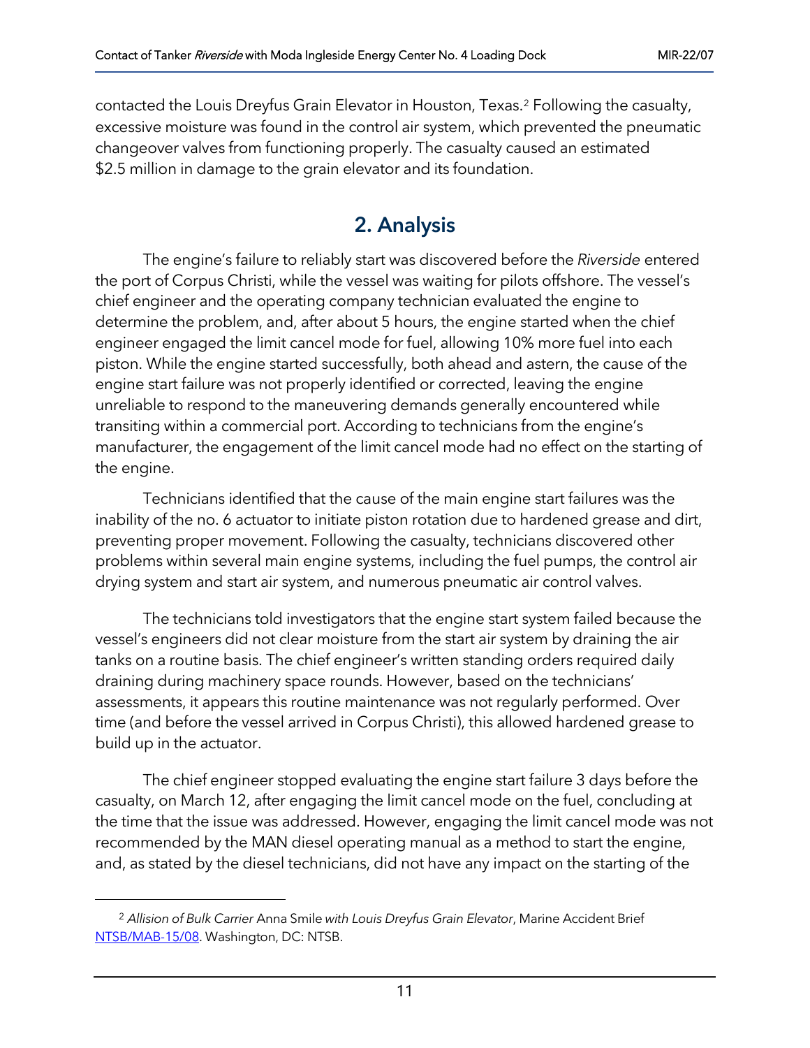contacted the Louis Dreyfus Grain Elevator in Houston, Texas.[2] Following the casualty, excessive moisture was found in the control air system, which prevented the pneumatic changeover valves from functioning properly. The casualty caused an estimated $2.5 million in damage to the grain elevator and its foundation.

# 2. Analysis

The engine's failure to reliably start was discovered before the *Riverside* entered the port of Corpus Christi, while the vessel was waiting for pilots offshore. The vessel's chief engineer and the operating company technician evaluated the engine to determine the problem, and, after about 5 hours, the engine started when the chief engineer engaged the limit cancel mode for fuel, allowing 10% more fuel into each piston. While the engine started successfully, both ahead and astern, the cause of the engine start failure was not properly identified or corrected, leaving the engine unreliable to respond to the maneuvering demands generally encountered while transiting within a commercial port. According to technicians from the engine's manufacturer, the engagement of the limit cancel mode had no effect on the starting of the engine.

Technicians identified that the cause of the main engine start failures was the inability of the no. 6 actuator to initiate piston rotation due to hardened grease and dirt, preventing proper movement. Following the casualty, technicians discovered other problems within several main engine systems, including the fuel pumps, the control air drying system and start air system, and numerous pneumatic air control valves.

The technicians told investigators that the engine start system failed because the vessel's engineers did not clear moisture from the start air system by draining the air tanks on a routine basis. The chief engineer's written standing orders required daily draining during machinery space rounds. However, based on the technicians' assessments, it appears this routine maintenance was not regularly performed. Over time (and before the vessel arrived in Corpus Christi), this allowed hardened grease to build up in the actuator.

The chief engineer stopped evaluating the engine start failure 3 days before the casualty, on March 12, after engaging the limit cancel mode on the fuel, concluding at the time that the issue was addressed. However, engaging the limit cancel mode was not recommended by the MAN diesel operating manual as a method to start the engine, and, as stated by the diesel technicians, did not have any impact on the starting of the

[2] *Allision of Bulk Carrier* Anna Smile *with Louis Dreyfus Grain Elevator*, Marine Accident Brief NTSB/MAB-15/08. Washington, DC: NTSB.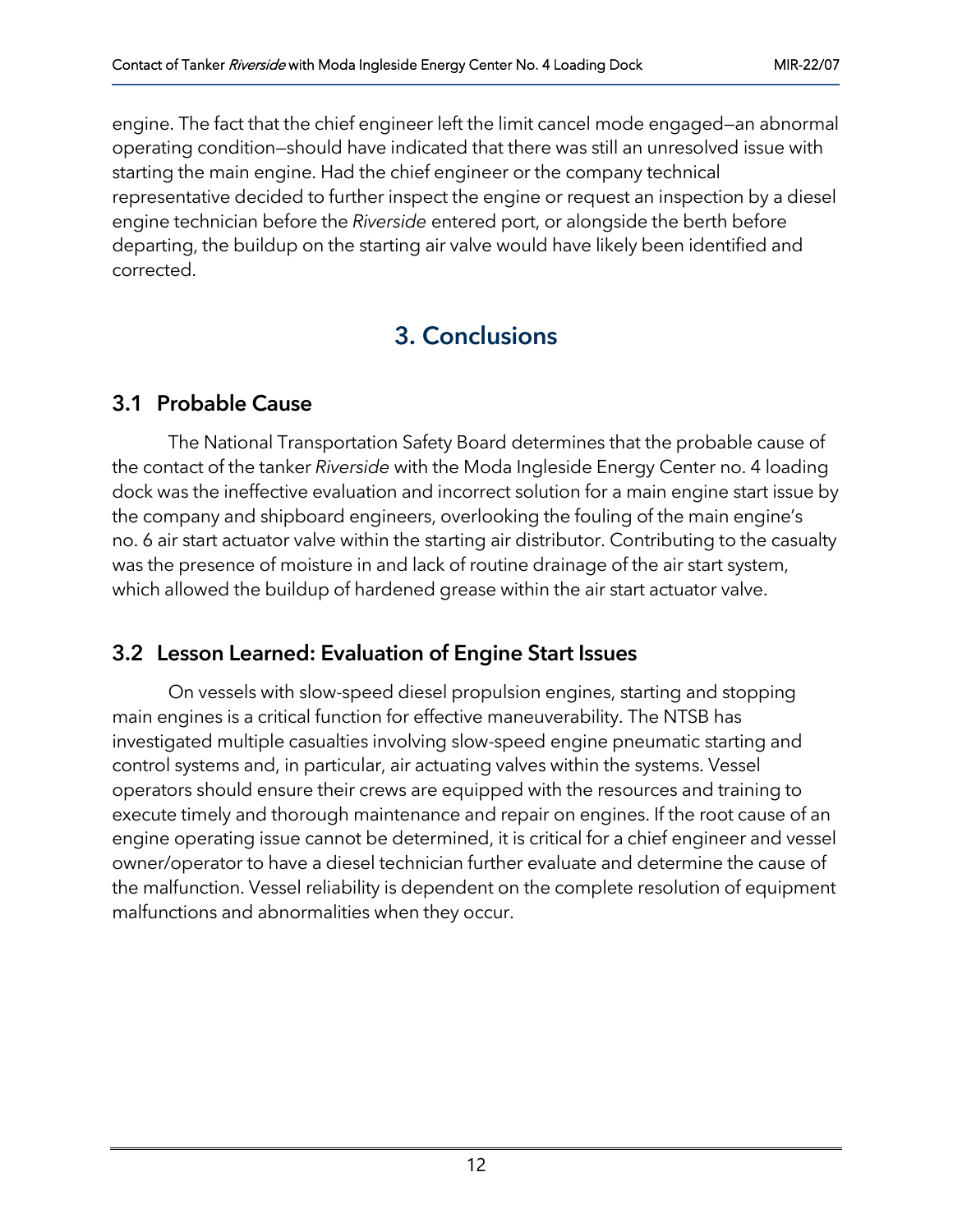engine. The fact that the chief engineer left the limit cancel mode engaged—an abnormal operating condition—should have indicated that there was still an unresolved issue with starting the main engine. Had the chief engineer or the company technical representative decided to further inspect the engine or request an inspection by a diesel engine technician before the *Riverside* entered port, or alongside the berth before departing, the buildup on the starting air valve would have likely been identified and corrected.

# 3. Conclusions

## 3.1 Probable Cause

The National Transportation Safety Board determines that the probable cause of the contact of the tanker *Riverside* with the Moda Ingleside Energy Center no. 4 loading dock was the ineffective evaluation and incorrect solution for a main engine start issue by the company and shipboard engineers, overlooking the fouling of the main engine's no. 6 air start actuator valve within the starting air distributor. Contributing to the casualty was the presence of moisture in and lack of routine drainage of the air start system, which allowed the buildup of hardened grease within the air start actuator valve.

## 3.2 Lesson Learned: Evaluation of Engine Start Issues

On vessels with slow-speed diesel propulsion engines, starting and stopping main engines is a critical function for effective maneuverability. The NTSB has investigated multiple casualties involving slow-speed engine pneumatic starting and control systems and, in particular, air actuating valves within the systems. Vessel operators should ensure their crews are equipped with the resources and training to execute timely and thorough maintenance and repair on engines. If the root cause of an engine operating issue cannot be determined, it is critical for a chief engineer and vessel owner/operator to have a diesel technician further evaluate and determine the cause of the malfunction. Vessel reliability is dependent on the complete resolution of equipment malfunctions and abnormalities when they occur.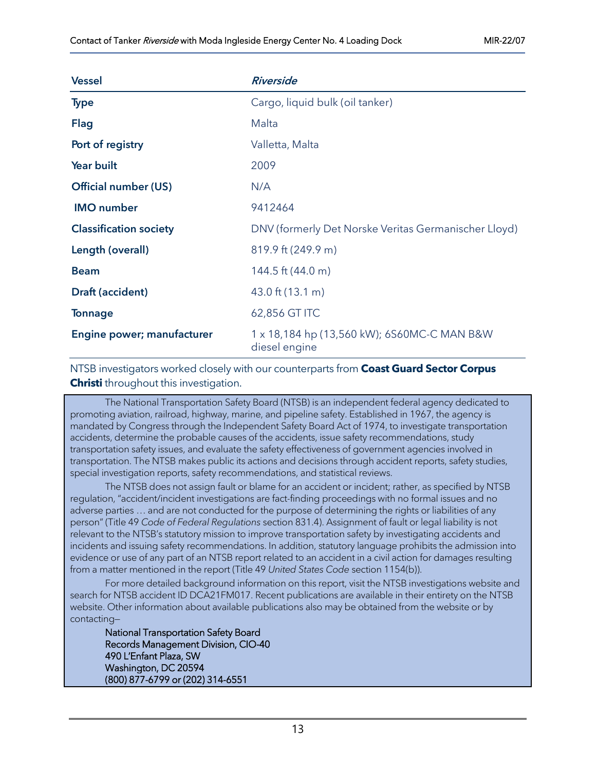| Vessel | *Riverside* |
|---|---|
| **Type** | Cargo, liquid bulk (oil tanker) |
| **Flag** | Malta |
| **Port of registry** | Valletta, Malta |
| **Year built** | 2009 |
| **Official number (US)** | N/A |
| **IMO number** | 9412464 |
| **Classification society** | DNV (formerly Det Norske Veritas Germanischer Lloyd) |
| **Length (overall)** | 819.9 ft (249.9 m) |
| **Beam** | 144.5 ft (44.0 m) |
| **Draft (accident)** | 43.0 ft (13.1 m) |
| **Tonnage** | 62,856 GT ITC |
| **Engine power; manufacturer** | 1 x 18,184 hp (13,560 kW); 6S60MC-C MAN B&W diesel engine |

NTSB investigators worked closely with our counterparts from **Coast Guard Sector Corpus Christi** throughout this investigation.

The National Transportation Safety Board (NTSB) is an independent federal agency dedicated to promoting aviation, railroad, highway, marine, and pipeline safety. Established in 1967, the agency is mandated by Congress through the Independent Safety Board Act of 1974, to investigate transportation accidents, determine the probable causes of the accidents, issue safety recommendations, study transportation safety issues, and evaluate the safety effectiveness of government agencies involved in transportation. The NTSB makes public its actions and decisions through accident reports, safety studies, special investigation reports, safety recommendations, and statistical reviews.

The NTSB does not assign fault or blame for an accident or incident; rather, as specified by NTSB regulation, "accident/incident investigations are fact-finding proceedings with no formal issues and no adverse parties … and are not conducted for the purpose of determining the rights or liabilities of any person" (Title 49 *Code of Federal Regulations* section 831.4). Assignment of fault or legal liability is not relevant to the NTSB's statutory mission to improve transportation safety by investigating accidents and incidents and issuing safety recommendations. In addition, statutory language prohibits the admission into evidence or use of any part of an NTSB report related to an accident in a civil action for damages resulting from a matter mentioned in the report (Title 49 *United States Code* section 1154(b)).

For more detailed background information on this report, visit the NTSB investigations website and search for NTSB accident ID DCA21FM017. Recent publications are available in their entirety on the NTSB website. Other information about available publications also may be obtained from the website or by contacting–

National Transportation Safety Board
Records Management Division, CIO-40
490 L'Enfant Plaza, SW
Washington, DC 20594
(800) 877-6799 or (202) 314-6551